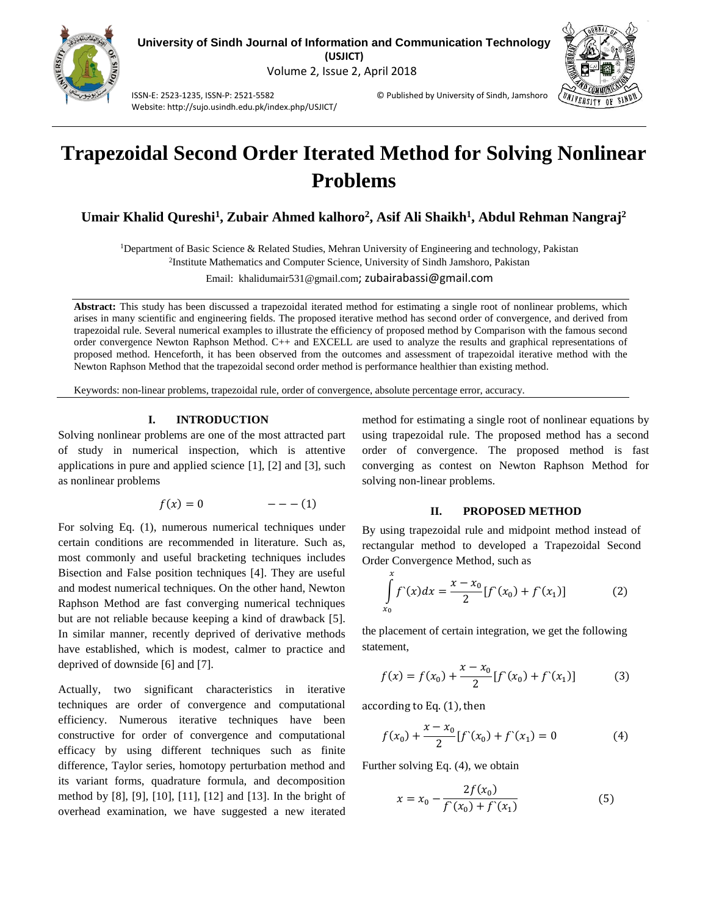# Trapezoidal Second Order Iterated Method for Solving Nonlinear Problems

**Umair Khalid Qureshi[1], Zubair Ahmed kalhoro[2], Asif Ali Shaikh[1], Abdul Rehman Nangraj[2]**

[1]Department of Basic Science & Related Studies, Mehran University of Engineering and technology, Pakistan
[2]Institute Mathematics and Computer Science, University of Sindh Jamshoro, Pakistan

Email: khalidumair531@gmail.com; zubairabassi@gmail.com

**Abstract:** This study has been discussed a trapezoidal iterated method for estimating a single root of nonlinear problems, which arises in many scientific and engineering fields. The proposed iterative method has second order of convergence, and derived from trapezoidal rule. Several numerical examples to illustrate the efficiency of proposed method by Comparison with the famous second order convergence Newton Raphson Method. C++ and EXCELL are used to analyze the results and graphical representations of proposed method. Henceforth, it has been observed from the outcomes and assessment of trapezoidal iterative method with the Newton Raphson Method that the trapezoidal second order method is performance healthier than existing method.

Keywords: non-linear problems, trapezoidal rule, order of convergence, absolute percentage error, accuracy.

## I. INTRODUCTION

Solving nonlinear problems are one of the most attracted part of study in numerical inspection, which is attentive applications in pure and applied science [1], [2] and [3], such as nonlinear problems

$$f(x) = 0 \qquad ---(1)$$

For solving Eq. (1), numerous numerical techniques under certain conditions are recommended in literature. Such as, most commonly and useful bracketing techniques includes Bisection and False position techniques [4]. They are useful and modest numerical techniques. On the other hand, Newton Raphson Method are fast converging numerical techniques but are not reliable because keeping a kind of drawback [5]. In similar manner, recently deprived of derivative methods have established, which is modest, calmer to practice and deprived of downside [6] and [7].

Actually, two significant characteristics in iterative techniques are order of convergence and computational efficiency. Numerous iterative techniques have been constructive for order of convergence and computational efficacy by using different techniques such as finite difference, Taylor series, homotopy perturbation method and its variant forms, quadrature formula, and decomposition method by [8], [9], [10], [11], [12] and [13]. In the bright of overhead examination, we have suggested a new iterated method for estimating a single root of nonlinear equations by using trapezoidal rule. The proposed method has a second order of convergence. The proposed method is fast converging as contest on Newton Raphson Method for solving non-linear problems.

## II. PROPOSED METHOD

By using trapezoidal rule and midpoint method instead of rectangular method to developed a Trapezoidal Second Order Convergence Method, such as

$$\int_{x_0}^{x} f`(x)dx = \frac{x - x_0}{2}[f`(x_0) + f`(x_1)] \qquad (2)$$

the placement of certain integration, we get the following statement,

$$f(x) = f(x_0) + \frac{x - x_0}{2}[f`(x_0) + f`(x_1)] \qquad (3)$$

according to Eq. (1), then

$$f(x_0) + \frac{x - x_0}{2}[f`(x_0) + f`(x_1) = 0 \qquad (4)$$

Further solving Eq. (4), we obtain

$$x = x_0 - \frac{2f(x_0)}{f`(x_0) + f`(x_1)} \qquad (5)$$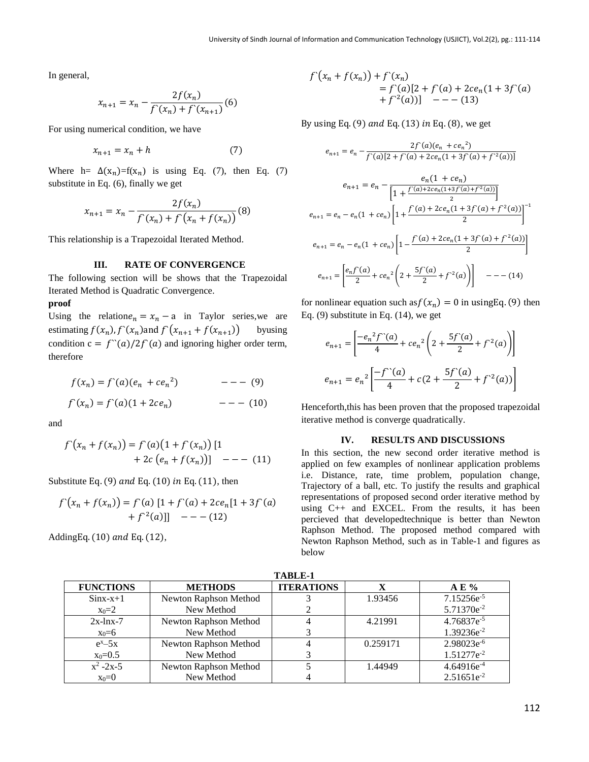In general,

$$x_{n+1} = x_n - \frac{2f(x_n)}{f`(x_n) + f`(x_{n+1})} \quad (6)$$

For using numerical condition, we have

$$x_{n+1} = x_n + h \qquad (7)$$

Where h= $\Delta(x_n)$=f($x_n$) is using Eq. (7), then Eq. (7) substitute in Eq. (6), finally we get

$$x_{n+1} = x_n - \frac{2f(x_n)}{f`(x_n) + f`\big(x_n + f(x_n)\big)} \quad (8)$$

This relationship is a Trapezoidal Iterated Method.

## III. RATE OF CONVERGENCE

The following section will be shows that the Trapezoidal Iterated Method is Quadratic Convergence.

**proof**

Using the relation$e_n = x_n - a$ in Taylor series,we are estimating $f(x_n), f`(x_n)$and $f`\big(x_{n+1} + f(x_{n+1})\big)$ byusing condition c = $f``(a)/2f`(a)$ and ignoring higher order term, therefore

$$f(x_n) = f`(a)(e_n + c{e_n}^2) \qquad --- \ (9)$$

$$f`(x_n) = f`(a)(1 + 2ce_n) \qquad --- \ (10)$$

and

$$f`\big(x_n + f(x_n)\big) = f`(a)\big(1 + f`(x_n)\big)\,[1 + 2c\,\big(e_n + f(x_n)\big)] \quad --- \ (11)$$

Substitute Eq. (9) *and* Eq. (10) *in* Eq. (11), then

$$f`\big(x_n + f(x_n)\big) = f`(a)\ [1 + f`(a) + 2ce_n[1 + 3f`(a) + f`^2(a)]] \quad --- (12)$$

AddingEq. (10) *and* Eq. (12),

$$f`\big(x_n + f(x_n)\big) + f`(x_n) = f`(a)[2 + f`(a) + 2ce_n(1 + 3f`(a) + f`^2(a))] \quad --- (13)$$

By using Eq. (9) *and* Eq. (13) *in* Eq. (8), we get

$$e_{n+1} = e_n - \frac{2f`(a)(e_n + c{e_n}^2)}{f`(a)[2 + f`(a) + 2ce_n(1 + 3f`(a) + f`^2(a))]}$$

$$e_{n+1} = e_n - \frac{e_n(1 + ce_n)}{\left[1 + \frac{f`(a) + 2ce_n(1 + 3f`(a) + f`^2(a))}{2}\right]}$$

$$e_{n+1} = e_n - e_n(1 + ce_n)\left[1 + \frac{f`(a) + 2ce_n(1 + 3f`(a) + f`^2(a))}{2}\right]^{-1}$$

$$e_{n+1} = e_n - e_n(1 + ce_n)\left[1 - \frac{f`(a) + 2ce_n(1 + 3f`(a) + f`^2(a))}{2}\right]$$

$$e_{n+1} = \left[\frac{e_n f`(a)}{2} + c{e_n}^2\left(2 + \frac{5f`(a)}{2} + f`^2(a)\right)\right] \quad --- (14)$$

for nonlinear equation such as$f(x_n) = 0$ in usingEq. (9) then Eq. (9) substitute in Eq. (14), we get

$$e_{n+1} = \left[\frac{-{e_n}^2 f``(a)}{4} + c{e_n}^2\left(2 + \frac{5f`(a)}{2} + f^2(a)\right)\right]$$

$$e_{n+1} = {e_n}^2\left[\frac{-f``(a)}{4} + c(2 + \frac{5f`(a)}{2} + f`^2(a))\right]$$

Henceforth,this has been proven that the proposed trapezoidal iterative method is converge quadratically.

## IV. RESULTS AND DISCUSSIONS

In this section, the new second order iterative method is applied on few examples of nonlinear application problems i.e. Distance, rate, time problem, population change, Trajectory of a ball, etc. To justify the results and graphical representations of proposed second order iterative method by using C++ and EXCEL. From the results, it has been percieved that developedtechnique is better than Newton Raphson Method. The proposed method compared with Newton Raphson Method, such as in Table-1 and figures as below

**TABLE-1**

| FUNCTIONS | METHODS | ITERATIONS | X | A E % |
|---|---|---|---|---|
| Sinx-x+1 | Newton Raphson Method | 3 | 1.93456 | $7.15256e^{-5}$ |
| $x_0$=2 | New Method | 2 | | $5.71370e^{-2}$ |
| 2x-lnx-7 | Newton Raphson Method | 4 | 4.21991 | $4.76837e^{-5}$ |
| $x_0$=6 | New Method | 3 | | $1.39236e^{-2}$ |
| $e^x$–5x | Newton Raphson Method | 4 | 0.259171 | $2.98023e^{-6}$ |
| $x_0$=0.5 | New Method | 3 | | $1.51277e^{-2}$ |
| $x^2$ -2x-5 | Newton Raphson Method | 5 | 1.44949 | $4.64916e^{-4}$ |
| $x_0$=0 | New Method | 4 | | $2.51651e^{-2}$ |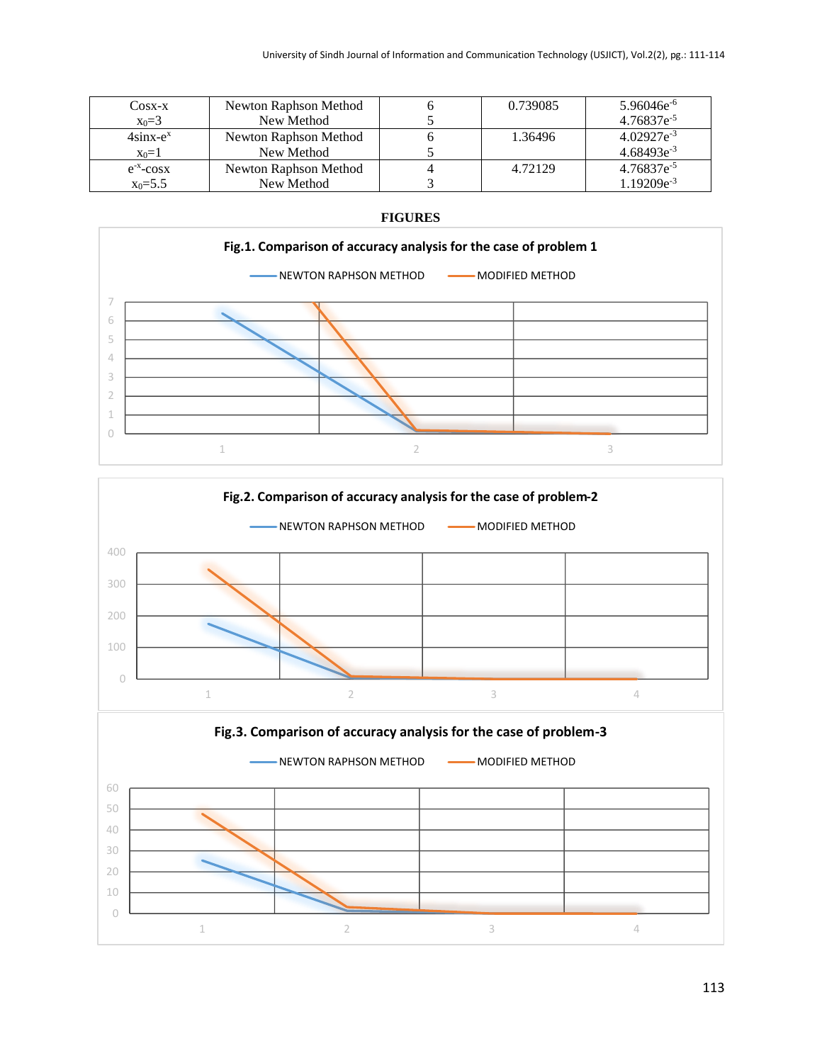| | | | | |
|---|---|---|---|---|
| Cosx-x<br>$x_0=3$ | Newton Raphson Method<br>New Method | 6<br>5 | 0.739085 | $5.96046e^{-6}$<br>$4.76837e^{-5}$ |
| 4sinx-$e^x$<br>$x_0=1$ | Newton Raphson Method<br>New Method | 6<br>5 | 1.36496 | $4.02927e^{-3}$<br>$4.68493e^{-3}$ |
| $e^{-x}$-cosx<br>$x_0=5.5$ | Newton Raphson Method<br>New Method | 4<br>3 | 4.72129 | $4.76837e^{-5}$<br>$1.19209e^{-3}$ |

**FIGURES**

**Fig.1. Comparison of accuracy analysis for the case of problem 1**

**Fig.2. Comparison of accuracy analysis for the case of problem-2**

**Fig.3. Comparison of accuracy analysis for the case of problem-3**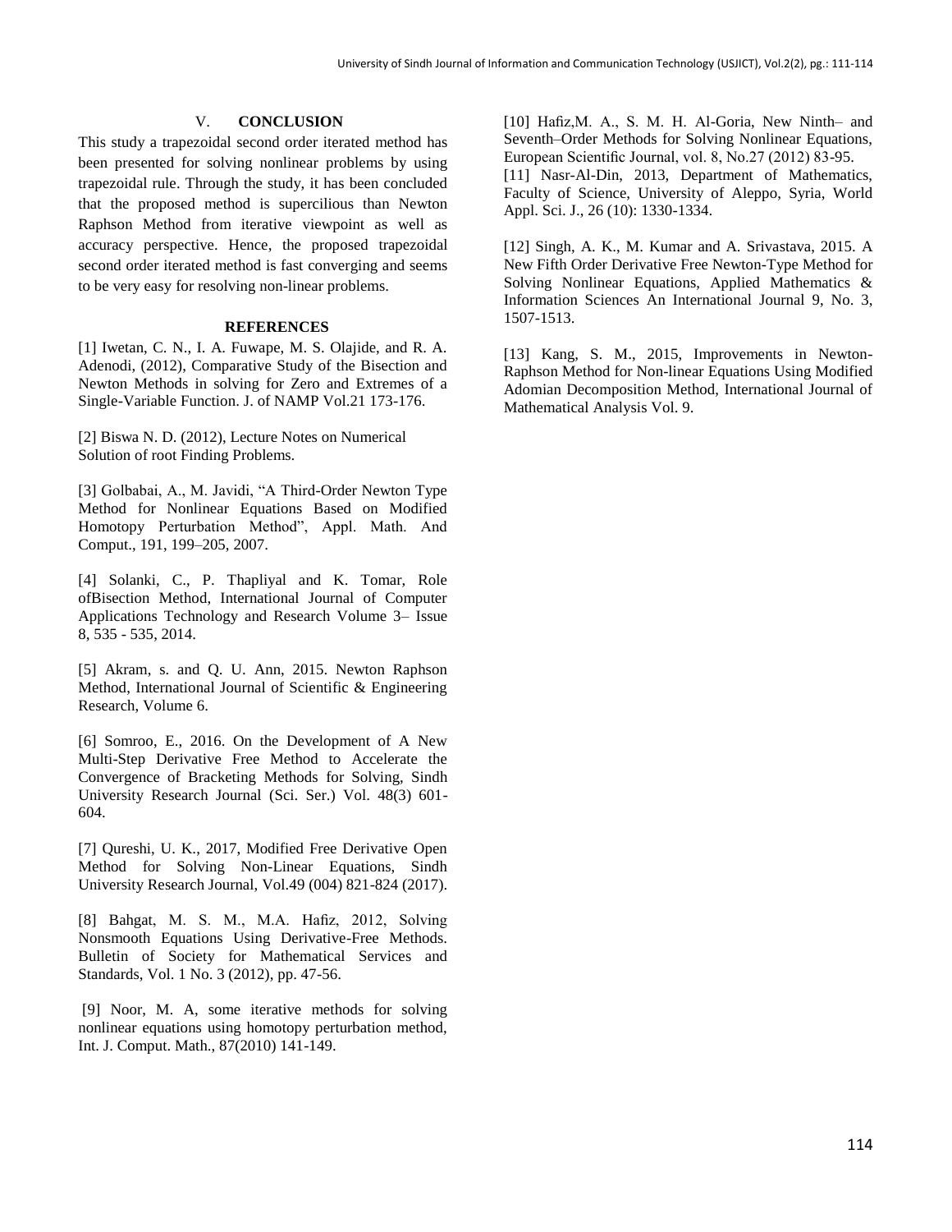## V. CONCLUSION

This study a trapezoidal second order iterated method has been presented for solving nonlinear problems by using trapezoidal rule. Through the study, it has been concluded that the proposed method is supercilious than Newton Raphson Method from iterative viewpoint as well as accuracy perspective. Hence, the proposed trapezoidal second order iterated method is fast converging and seems to be very easy for resolving non-linear problems.

## REFERENCES

[1] Iwetan, C. N., I. A. Fuwape, M. S. Olajide, and R. A. Adenodi, (2012), Comparative Study of the Bisection and Newton Methods in solving for Zero and Extremes of a Single-Variable Function. J. of NAMP Vol.21 173-176.

[2] Biswa N. D. (2012), Lecture Notes on Numerical Solution of root Finding Problems.

[3] Golbabai, A., M. Javidi, "A Third-Order Newton Type Method for Nonlinear Equations Based on Modified Homotopy Perturbation Method", Appl. Math. And Comput., 191, 199–205, 2007.

[4] Solanki, C., P. Thapliyal and K. Tomar, Role ofBisection Method, International Journal of Computer Applications Technology and Research Volume 3– Issue 8, 535 - 535, 2014.

[5] Akram, s. and Q. U. Ann, 2015. Newton Raphson Method, International Journal of Scientific & Engineering Research, Volume 6.

[6] Somroo, E., 2016. On the Development of A New Multi-Step Derivative Free Method to Accelerate the Convergence of Bracketing Methods for Solving, Sindh University Research Journal (Sci. Ser.) Vol. 48(3) 601-604.

[7] Qureshi, U. K., 2017, Modified Free Derivative Open Method for Solving Non-Linear Equations, Sindh University Research Journal, Vol.49 (004) 821-824 (2017).

[8] Bahgat, M. S. M., M.A. Hafiz, 2012, Solving Nonsmooth Equations Using Derivative-Free Methods. Bulletin of Society for Mathematical Services and Standards, Vol. 1 No. 3 (2012), pp. 47-56.

[9] Noor, M. A, some iterative methods for solving nonlinear equations using homotopy perturbation method, Int. J. Comput. Math., 87(2010) 141-149.

[10] Hafiz,M. A., S. M. H. Al-Goria, New Ninth– and Seventh–Order Methods for Solving Nonlinear Equations, European Scientific Journal, vol. 8, No.27 (2012) 83-95.

[11] Nasr-Al-Din, 2013, Department of Mathematics, Faculty of Science, University of Aleppo, Syria, World Appl. Sci. J., 26 (10): 1330-1334.

[12] Singh, A. K., M. Kumar and A. Srivastava, 2015. A New Fifth Order Derivative Free Newton-Type Method for Solving Nonlinear Equations, Applied Mathematics & Information Sciences An International Journal 9, No. 3, 1507-1513.

[13] Kang, S. M., 2015, Improvements in Newton-Raphson Method for Non-linear Equations Using Modified Adomian Decomposition Method, International Journal of Mathematical Analysis Vol. 9.